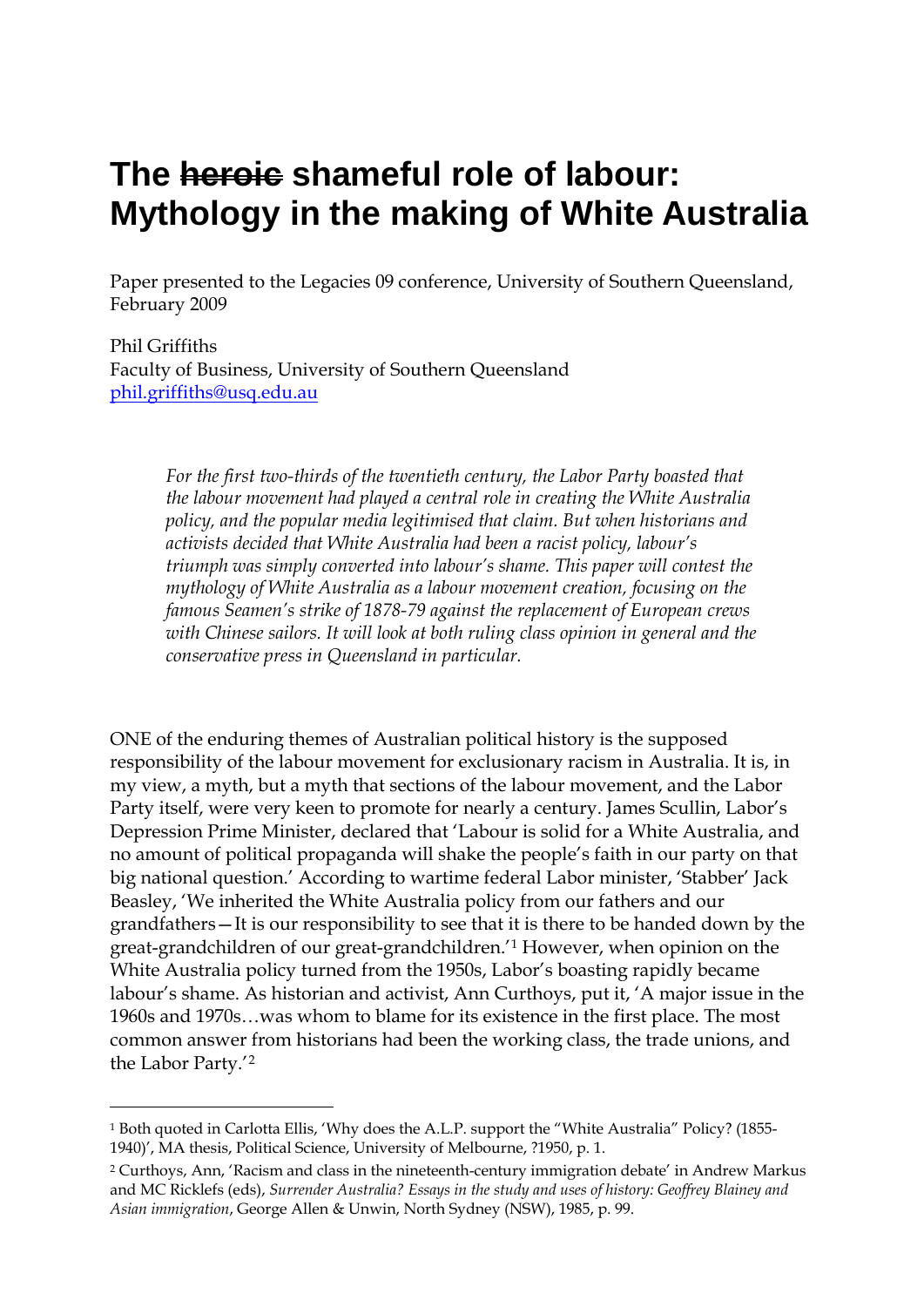# The ~~heroic~~ shameful role of labour: Mythology in the making of White Australia

Paper presented to the Legacies 09 conference, University of Southern Queensland, February 2009

Phil Griffiths  
Faculty of Business, University of Southern Queensland  
phil.griffiths@usq.edu.au

> *For the first two-thirds of the twentieth century, the Labor Party boasted that the labour movement had played a central role in creating the White Australia policy, and the popular media legitimised that claim. But when historians and activists decided that White Australia had been a racist policy, labour's triumph was simply converted into labour's shame. This paper will contest the mythology of White Australia as a labour movement creation, focusing on the famous Seamen's strike of 1878-79 against the replacement of European crews with Chinese sailors. It will look at both ruling class opinion in general and the conservative press in Queensland in particular.*

ONE of the enduring themes of Australian political history is the supposed responsibility of the labour movement for exclusionary racism in Australia. It is, in my view, a myth, but a myth that sections of the labour movement, and the Labor Party itself, were very keen to promote for nearly a century. James Scullin, Labor's Depression Prime Minister, declared that 'Labour is solid for a White Australia, and no amount of political propaganda will shake the people's faith in our party on that big national question.' According to wartime federal Labor minister, 'Stabber' Jack Beasley, 'We inherited the White Australia policy from our fathers and our grandfathers—It is our responsibility to see that it is there to be handed down by the great-grandchildren of our great-grandchildren.'[1] However, when opinion on the White Australia policy turned from the 1950s, Labor's boasting rapidly became labour's shame. As historian and activist, Ann Curthoys, put it, 'A major issue in the 1960s and 1970s…was whom to blame for its existence in the first place. The most common answer from historians had been the working class, the trade unions, and the Labor Party.'[2]

---

[1] Both quoted in Carlotta Ellis, 'Why does the A.L.P. support the "White Australia" Policy? (1855-1940)', MA thesis, Political Science, University of Melbourne, ?1950, p. 1.

[2] Curthoys, Ann, 'Racism and class in the nineteenth-century immigration debate' in Andrew Markus and MC Ricklefs (eds), *Surrender Australia? Essays in the study and uses of history: Geoffrey Blainey and Asian immigration*, George Allen & Unwin, North Sydney (NSW), 1985, p. 99.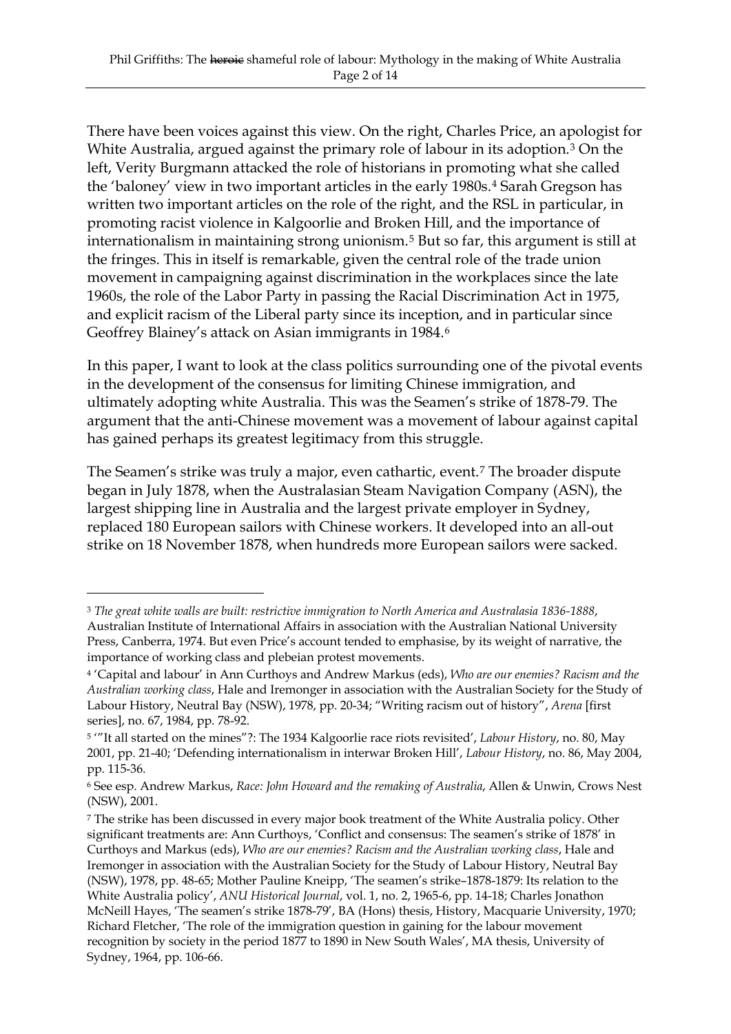There have been voices against this view. On the right, Charles Price, an apologist for White Australia, argued against the primary role of labour in its adoption.[3] On the left, Verity Burgmann attacked the role of historians in promoting what she called the 'baloney' view in two important articles in the early 1980s.[4] Sarah Gregson has written two important articles on the role of the right, and the RSL in particular, in promoting racist violence in Kalgoorlie and Broken Hill, and the importance of internationalism in maintaining strong unionism.[5] But so far, this argument is still at the fringes. This in itself is remarkable, given the central role of the trade union movement in campaigning against discrimination in the workplaces since the late 1960s, the role of the Labor Party in passing the Racial Discrimination Act in 1975, and explicit racism of the Liberal party since its inception, and in particular since Geoffrey Blainey's attack on Asian immigrants in 1984.[6]

In this paper, I want to look at the class politics surrounding one of the pivotal events in the development of the consensus for limiting Chinese immigration, and ultimately adopting white Australia. This was the Seamen's strike of 1878-79. The argument that the anti-Chinese movement was a movement of labour against capital has gained perhaps its greatest legitimacy from this struggle.

The Seamen's strike was truly a major, even cathartic, event.[7] The broader dispute began in July 1878, when the Australasian Steam Navigation Company (ASN), the largest shipping line in Australia and the largest private employer in Sydney, replaced 180 European sailors with Chinese workers. It developed into an all-out strike on 18 November 1878, when hundreds more European sailors were sacked.

---

[3] *The great white walls are built: restrictive immigration to North America and Australasia 1836-1888*, Australian Institute of International Affairs in association with the Australian National University Press, Canberra, 1974. But even Price's account tended to emphasise, by its weight of narrative, the importance of working class and plebeian protest movements.

[4] 'Capital and labour' in Ann Curthoys and Andrew Markus (eds), *Who are our enemies? Racism and the Australian working class*, Hale and Iremonger in association with the Australian Society for the Study of Labour History, Neutral Bay (NSW), 1978, pp. 20-34; "Writing racism out of history", *Arena* [first series], no. 67, 1984, pp. 78-92.

[5] '"It all started on the mines"?: The 1934 Kalgoorlie race riots revisited', *Labour History*, no. 80, May 2001, pp. 21-40; 'Defending internationalism in interwar Broken Hill', *Labour History*, no. 86, May 2004, pp. 115-36.

[6] See esp. Andrew Markus, *Race: John Howard and the remaking of Australia*, Allen & Unwin, Crows Nest (NSW), 2001.

[7] The strike has been discussed in every major book treatment of the White Australia policy. Other significant treatments are: Ann Curthoys, 'Conflict and consensus: The seamen's strike of 1878' in Curthoys and Markus (eds), *Who are our enemies? Racism and the Australian working class*, Hale and Iremonger in association with the Australian Society for the Study of Labour History, Neutral Bay (NSW), 1978, pp. 48-65; Mother Pauline Kneipp, 'The seamen's strike–1878-1879: Its relation to the White Australia policy', *ANU Historical Journal*, vol. 1, no. 2, 1965-6, pp. 14-18; Charles Jonathon McNeill Hayes, 'The seamen's strike 1878-79', BA (Hons) thesis, History, Macquarie University, 1970; Richard Fletcher, 'The role of the immigration question in gaining for the labour movement recognition by society in the period 1877 to 1890 in New South Wales', MA thesis, University of Sydney, 1964, pp. 106-66.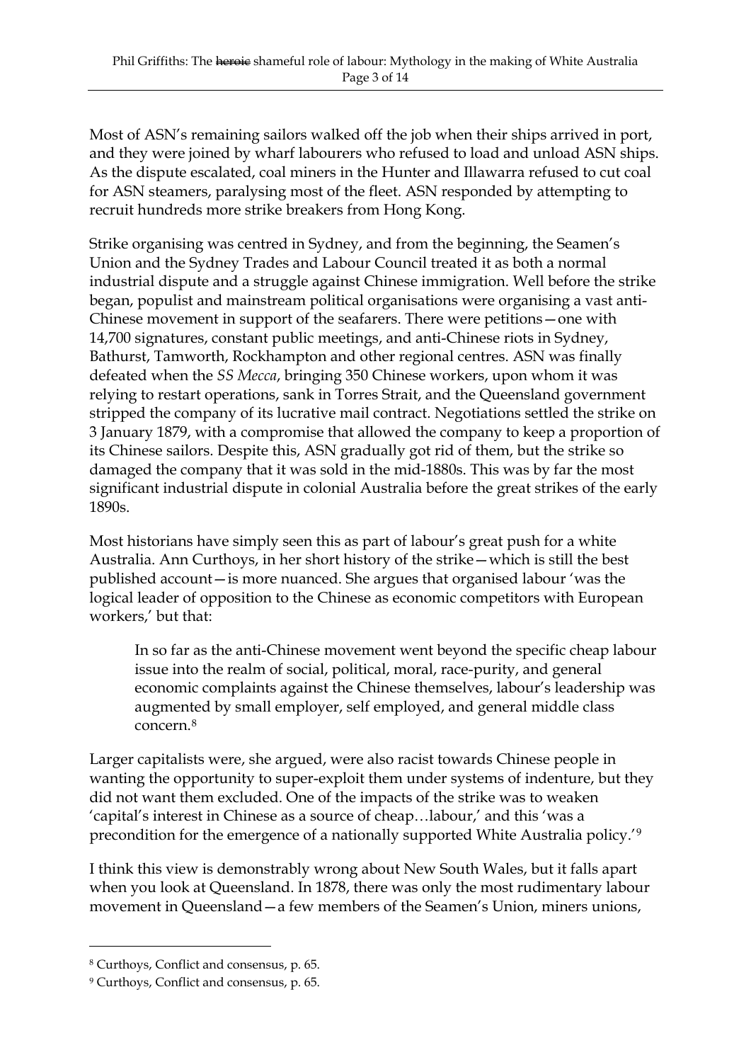Most of ASN's remaining sailors walked off the job when their ships arrived in port, and they were joined by wharf labourers who refused to load and unload ASN ships. As the dispute escalated, coal miners in the Hunter and Illawarra refused to cut coal for ASN steamers, paralysing most of the fleet. ASN responded by attempting to recruit hundreds more strike breakers from Hong Kong.

Strike organising was centred in Sydney, and from the beginning, the Seamen's Union and the Sydney Trades and Labour Council treated it as both a normal industrial dispute and a struggle against Chinese immigration. Well before the strike began, populist and mainstream political organisations were organising a vast anti-Chinese movement in support of the seafarers. There were petitions—one with 14,700 signatures, constant public meetings, and anti-Chinese riots in Sydney, Bathurst, Tamworth, Rockhampton and other regional centres. ASN was finally defeated when the *SS Mecca*, bringing 350 Chinese workers, upon whom it was relying to restart operations, sank in Torres Strait, and the Queensland government stripped the company of its lucrative mail contract. Negotiations settled the strike on 3 January 1879, with a compromise that allowed the company to keep a proportion of its Chinese sailors. Despite this, ASN gradually got rid of them, but the strike so damaged the company that it was sold in the mid-1880s. This was by far the most significant industrial dispute in colonial Australia before the great strikes of the early 1890s.

Most historians have simply seen this as part of labour's great push for a white Australia. Ann Curthoys, in her short history of the strike—which is still the best published account—is more nuanced. She argues that organised labour 'was the logical leader of opposition to the Chinese as economic competitors with European workers,' but that:

> In so far as the anti-Chinese movement went beyond the specific cheap labour issue into the realm of social, political, moral, race-purity, and general economic complaints against the Chinese themselves, labour's leadership was augmented by small employer, self employed, and general middle class concern.[8]

Larger capitalists were, she argued, were also racist towards Chinese people in wanting the opportunity to super-exploit them under systems of indenture, but they did not want them excluded. One of the impacts of the strike was to weaken 'capital's interest in Chinese as a source of cheap…labour,' and this 'was a precondition for the emergence of a nationally supported White Australia policy.'[9]

I think this view is demonstrably wrong about New South Wales, but it falls apart when you look at Queensland. In 1878, there was only the most rudimentary labour movement in Queensland—a few members of the Seamen's Union, miners unions,

---

[8] Curthoys, Conflict and consensus, p. 65.

[9] Curthoys, Conflict and consensus, p. 65.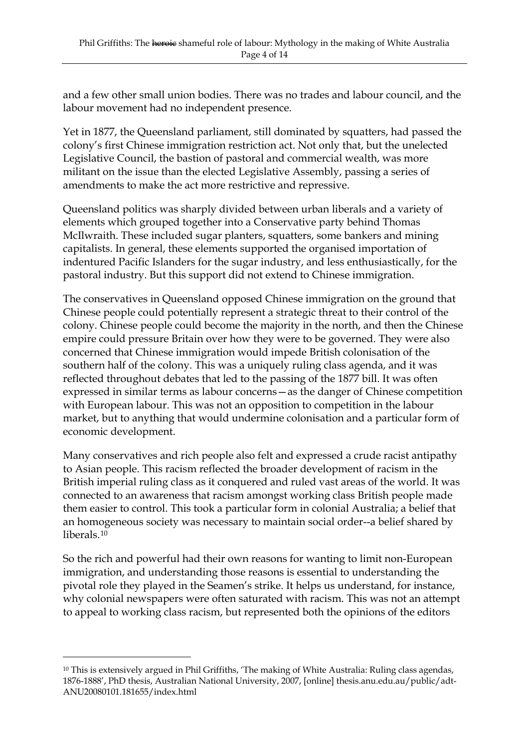and a few other small union bodies. There was no trades and labour council, and the labour movement had no independent presence.

Yet in 1877, the Queensland parliament, still dominated by squatters, had passed the colony's first Chinese immigration restriction act. Not only that, but the unelected Legislative Council, the bastion of pastoral and commercial wealth, was more militant on the issue than the elected Legislative Assembly, passing a series of amendments to make the act more restrictive and repressive.

Queensland politics was sharply divided between urban liberals and a variety of elements which grouped together into a Conservative party behind Thomas McIlwraith. These included sugar planters, squatters, some bankers and mining capitalists. In general, these elements supported the organised importation of indentured Pacific Islanders for the sugar industry, and less enthusiastically, for the pastoral industry. But this support did not extend to Chinese immigration.

The conservatives in Queensland opposed Chinese immigration on the ground that Chinese people could potentially represent a strategic threat to their control of the colony. Chinese people could become the majority in the north, and then the Chinese empire could pressure Britain over how they were to be governed. They were also concerned that Chinese immigration would impede British colonisation of the southern half of the colony. This was a uniquely ruling class agenda, and it was reflected throughout debates that led to the passing of the 1877 bill. It was often expressed in similar terms as labour concerns—as the danger of Chinese competition with European labour. This was not an opposition to competition in the labour market, but to anything that would undermine colonisation and a particular form of economic development.

Many conservatives and rich people also felt and expressed a crude racist antipathy to Asian people. This racism reflected the broader development of racism in the British imperial ruling class as it conquered and ruled vast areas of the world. It was connected to an awareness that racism amongst working class British people made them easier to control. This took a particular form in colonial Australia; a belief that an homogeneous society was necessary to maintain social order--a belief shared by liberals.[10]

So the rich and powerful had their own reasons for wanting to limit non-European immigration, and understanding those reasons is essential to understanding the pivotal role they played in the Seamen's strike. It helps us understand, for instance, why colonial newspapers were often saturated with racism. This was not an attempt to appeal to working class racism, but represented both the opinions of the editors

[10] This is extensively argued in Phil Griffiths, 'The making of White Australia: Ruling class agendas, 1876-1888', PhD thesis, Australian National University, 2007, [online] thesis.anu.edu.au/public/adt-ANU20080101.181655/index.html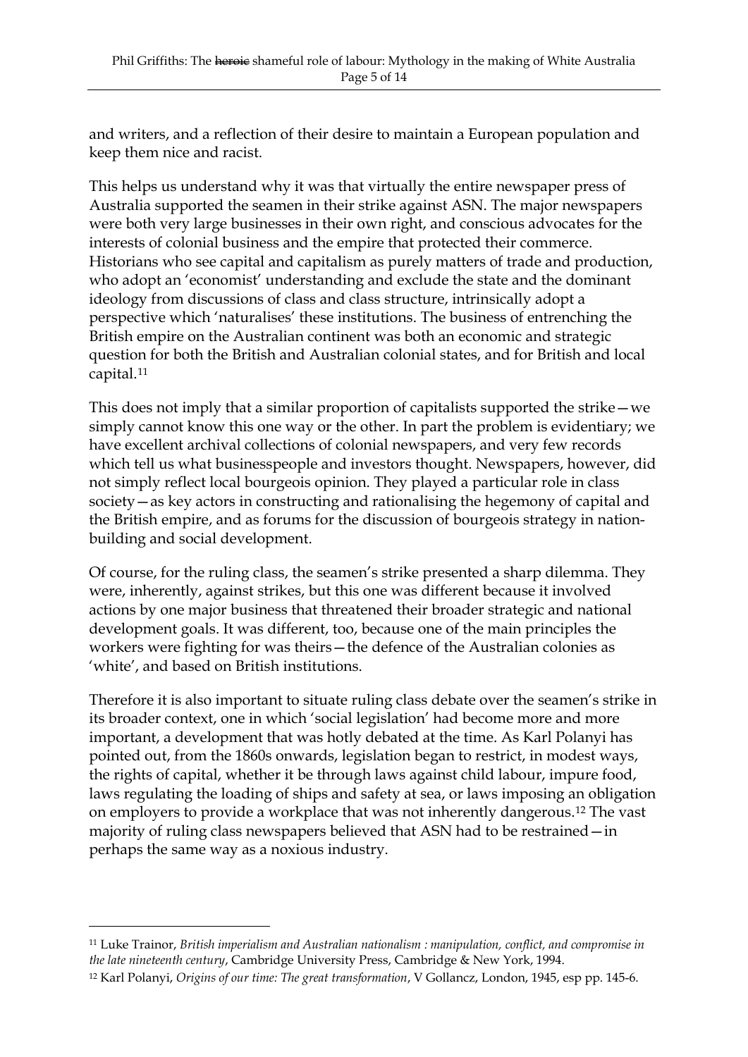and writers, and a reflection of their desire to maintain a European population and keep them nice and racist.

This helps us understand why it was that virtually the entire newspaper press of Australia supported the seamen in their strike against ASN. The major newspapers were both very large businesses in their own right, and conscious advocates for the interests of colonial business and the empire that protected their commerce. Historians who see capital and capitalism as purely matters of trade and production, who adopt an 'economist' understanding and exclude the state and the dominant ideology from discussions of class and class structure, intrinsically adopt a perspective which 'naturalises' these institutions. The business of entrenching the British empire on the Australian continent was both an economic and strategic question for both the British and Australian colonial states, and for British and local capital.[11]

This does not imply that a similar proportion of capitalists supported the strike—we simply cannot know this one way or the other. In part the problem is evidentiary; we have excellent archival collections of colonial newspapers, and very few records which tell us what businesspeople and investors thought. Newspapers, however, did not simply reflect local bourgeois opinion. They played a particular role in class society—as key actors in constructing and rationalising the hegemony of capital and the British empire, and as forums for the discussion of bourgeois strategy in nation-building and social development.

Of course, for the ruling class, the seamen's strike presented a sharp dilemma. They were, inherently, against strikes, but this one was different because it involved actions by one major business that threatened their broader strategic and national development goals. It was different, too, because one of the main principles the workers were fighting for was theirs—the defence of the Australian colonies as 'white', and based on British institutions.

Therefore it is also important to situate ruling class debate over the seamen's strike in its broader context, one in which 'social legislation' had become more and more important, a development that was hotly debated at the time. As Karl Polanyi has pointed out, from the 1860s onwards, legislation began to restrict, in modest ways, the rights of capital, whether it be through laws against child labour, impure food, laws regulating the loading of ships and safety at sea, or laws imposing an obligation on employers to provide a workplace that was not inherently dangerous.[12] The vast majority of ruling class newspapers believed that ASN had to be restrained—in perhaps the same way as a noxious industry.

---

[11] Luke Trainor, *British imperialism and Australian nationalism : manipulation, conflict, and compromise in the late nineteenth century*, Cambridge University Press, Cambridge & New York, 1994.

[12] Karl Polanyi, *Origins of our time: The great transformation*, V Gollancz, London, 1945, esp pp. 145-6.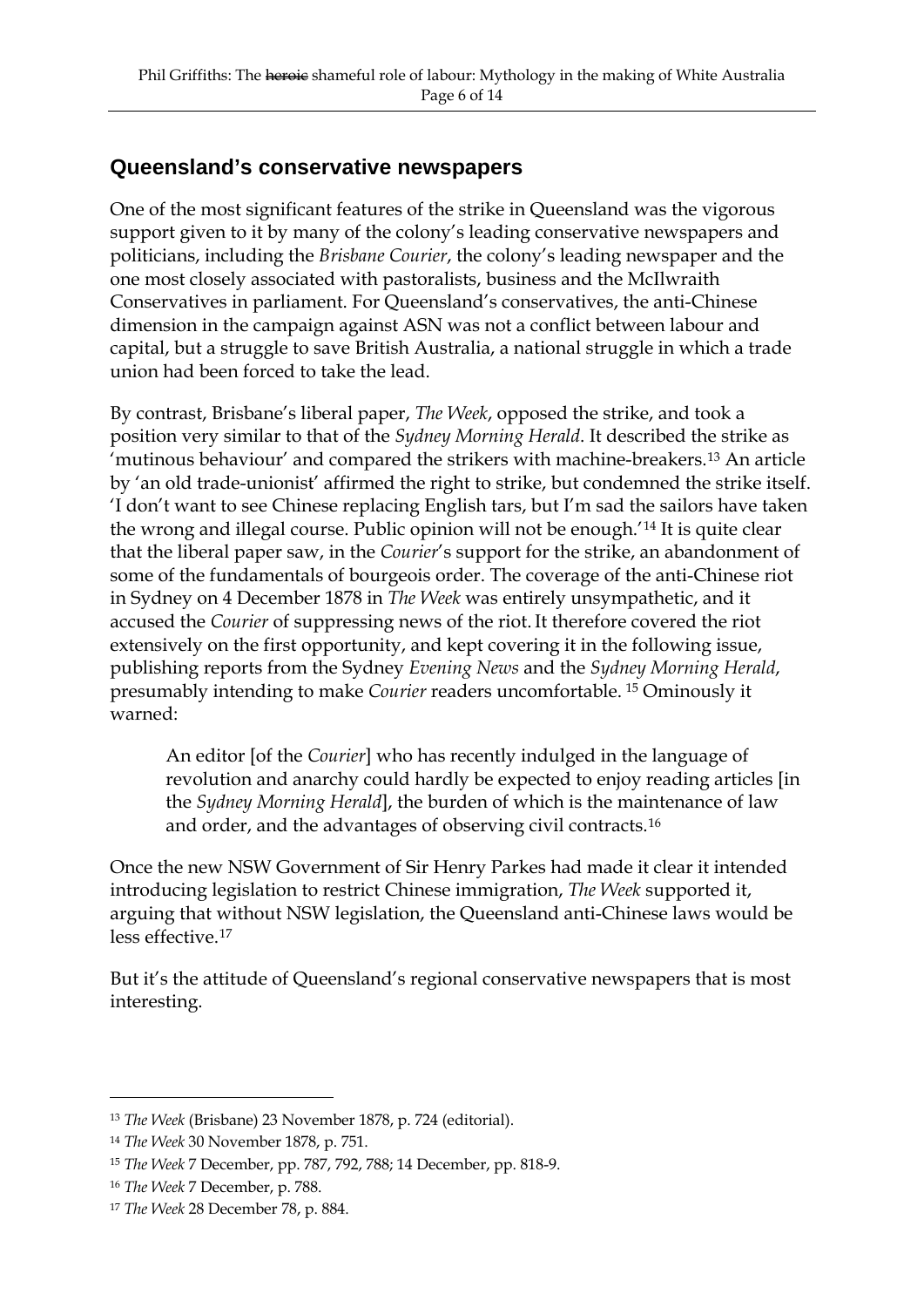## Queensland's conservative newspapers

One of the most significant features of the strike in Queensland was the vigorous support given to it by many of the colony's leading conservative newspapers and politicians, including the *Brisbane Courier*, the colony's leading newspaper and the one most closely associated with pastoralists, business and the McIlwraith Conservatives in parliament. For Queensland's conservatives, the anti-Chinese dimension in the campaign against ASN was not a conflict between labour and capital, but a struggle to save British Australia, a national struggle in which a trade union had been forced to take the lead.

By contrast, Brisbane's liberal paper, *The Week*, opposed the strike, and took a position very similar to that of the *Sydney Morning Herald*. It described the strike as 'mutinous behaviour' and compared the strikers with machine-breakers.[13] An article by 'an old trade-unionist' affirmed the right to strike, but condemned the strike itself. 'I don't want to see Chinese replacing English tars, but I'm sad the sailors have taken the wrong and illegal course. Public opinion will not be enough.'[14] It is quite clear that the liberal paper saw, in the *Courier*'s support for the strike, an abandonment of some of the fundamentals of bourgeois order. The coverage of the anti-Chinese riot in Sydney on 4 December 1878 in *The Week* was entirely unsympathetic, and it accused the *Courier* of suppressing news of the riot. It therefore covered the riot extensively on the first opportunity, and kept covering it in the following issue, publishing reports from the Sydney *Evening News* and the *Sydney Morning Herald*, presumably intending to make *Courier* readers uncomfortable. [15] Ominously it warned:

> An editor [of the *Courier*] who has recently indulged in the language of revolution and anarchy could hardly be expected to enjoy reading articles [in the *Sydney Morning Herald*], the burden of which is the maintenance of law and order, and the advantages of observing civil contracts.[16]

Once the new NSW Government of Sir Henry Parkes had made it clear it intended introducing legislation to restrict Chinese immigration, *The Week* supported it, arguing that without NSW legislation, the Queensland anti-Chinese laws would be less effective.[17]

But it's the attitude of Queensland's regional conservative newspapers that is most interesting.

---

[13] *The Week* (Brisbane) 23 November 1878, p. 724 (editorial).

[14] *The Week* 30 November 1878, p. 751.

[15] *The Week* 7 December, pp. 787, 792, 788; 14 December, pp. 818-9.

[16] *The Week* 7 December, p. 788.

[17] *The Week* 28 December 78, p. 884.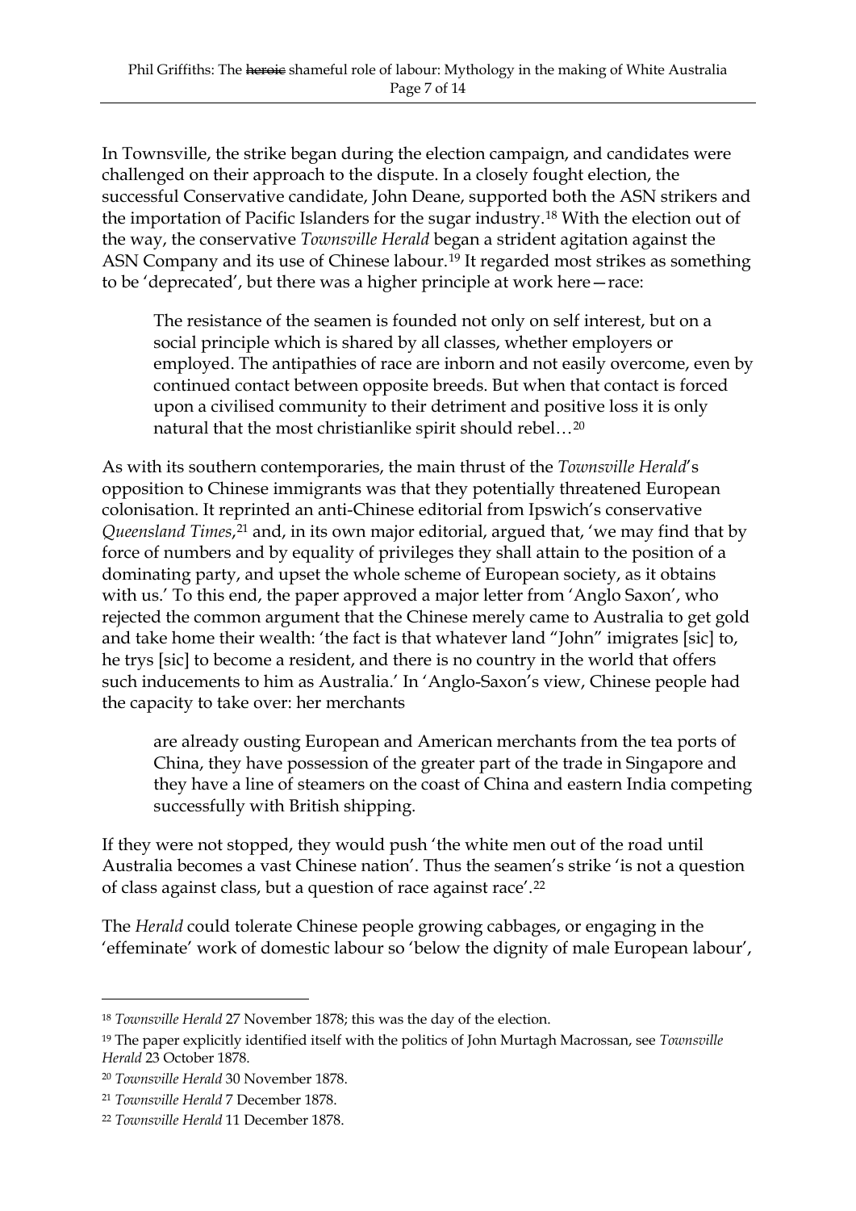In Townsville, the strike began during the election campaign, and candidates were challenged on their approach to the dispute. In a closely fought election, the successful Conservative candidate, John Deane, supported both the ASN strikers and the importation of Pacific Islanders for the sugar industry.[18] With the election out of the way, the conservative *Townsville Herald* began a strident agitation against the ASN Company and its use of Chinese labour.[19] It regarded most strikes as something to be 'deprecated', but there was a higher principle at work here—race:

> The resistance of the seamen is founded not only on self interest, but on a social principle which is shared by all classes, whether employers or employed. The antipathies of race are inborn and not easily overcome, even by continued contact between opposite breeds. But when that contact is forced upon a civilised community to their detriment and positive loss it is only natural that the most christianlike spirit should rebel…[20]

As with its southern contemporaries, the main thrust of the *Townsville Herald*'s opposition to Chinese immigrants was that they potentially threatened European colonisation. It reprinted an anti-Chinese editorial from Ipswich's conservative *Queensland Times*,[21] and, in its own major editorial, argued that, 'we may find that by force of numbers and by equality of privileges they shall attain to the position of a dominating party, and upset the whole scheme of European society, as it obtains with us.' To this end, the paper approved a major letter from 'Anglo Saxon', who rejected the common argument that the Chinese merely came to Australia to get gold and take home their wealth: 'the fact is that whatever land "John" imigrates [sic] to, he trys [sic] to become a resident, and there is no country in the world that offers such inducements to him as Australia.' In 'Anglo-Saxon's view, Chinese people had the capacity to take over: her merchants

> are already ousting European and American merchants from the tea ports of China, they have possession of the greater part of the trade in Singapore and they have a line of steamers on the coast of China and eastern India competing successfully with British shipping.

If they were not stopped, they would push 'the white men out of the road until Australia becomes a vast Chinese nation'. Thus the seamen's strike 'is not a question of class against class, but a question of race against race'.[22]

The *Herald* could tolerate Chinese people growing cabbages, or engaging in the 'effeminate' work of domestic labour so 'below the dignity of male European labour',

---

[18] *Townsville Herald* 27 November 1878; this was the day of the election.

[19] The paper explicitly identified itself with the politics of John Murtagh Macrossan, see *Townsville Herald* 23 October 1878.

[20] *Townsville Herald* 30 November 1878.

[21] *Townsville Herald* 7 December 1878.

[22] *Townsville Herald* 11 December 1878.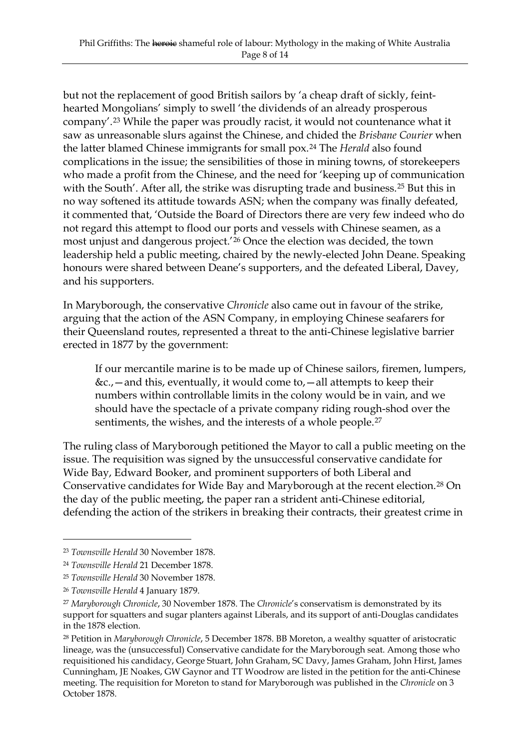but not the replacement of good British sailors by 'a cheap draft of sickly, feint-hearted Mongolians' simply to swell 'the dividends of an already prosperous company'.[23] While the paper was proudly racist, it would not countenance what it saw as unreasonable slurs against the Chinese, and chided the *Brisbane Courier* when the latter blamed Chinese immigrants for small pox.[24] The *Herald* also found complications in the issue; the sensibilities of those in mining towns, of storekeepers who made a profit from the Chinese, and the need for 'keeping up of communication with the South'. After all, the strike was disrupting trade and business.[25] But this in no way softened its attitude towards ASN; when the company was finally defeated, it commented that, 'Outside the Board of Directors there are very few indeed who do not regard this attempt to flood our ports and vessels with Chinese seamen, as a most unjust and dangerous project.'[26] Once the election was decided, the town leadership held a public meeting, chaired by the newly-elected John Deane. Speaking honours were shared between Deane's supporters, and the defeated Liberal, Davey, and his supporters.

In Maryborough, the conservative *Chronicle* also came out in favour of the strike, arguing that the action of the ASN Company, in employing Chinese seafarers for their Queensland routes, represented a threat to the anti-Chinese legislative barrier erected in 1877 by the government:

> If our mercantile marine is to be made up of Chinese sailors, firemen, lumpers, &c.,—and this, eventually, it would come to,—all attempts to keep their numbers within controllable limits in the colony would be in vain, and we should have the spectacle of a private company riding rough-shod over the sentiments, the wishes, and the interests of a whole people.[27]

The ruling class of Maryborough petitioned the Mayor to call a public meeting on the issue. The requisition was signed by the unsuccessful conservative candidate for Wide Bay, Edward Booker, and prominent supporters of both Liberal and Conservative candidates for Wide Bay and Maryborough at the recent election.[28] On the day of the public meeting, the paper ran a strident anti-Chinese editorial, defending the action of the strikers in breaking their contracts, their greatest crime in

---

[23] *Townsville Herald* 30 November 1878.

[24] *Townsville Herald* 21 December 1878.

[25] *Townsville Herald* 30 November 1878.

[26] *Townsville Herald* 4 January 1879.

[27] *Maryborough Chronicle*, 30 November 1878. The *Chronicle*'s conservatism is demonstrated by its support for squatters and sugar planters against Liberals, and its support of anti-Douglas candidates in the 1878 election.

[28] Petition in *Maryborough Chronicle*, 5 December 1878. BB Moreton, a wealthy squatter of aristocratic lineage, was the (unsuccessful) Conservative candidate for the Maryborough seat. Among those who requisitioned his candidacy, George Stuart, John Graham, SC Davy, James Graham, John Hirst, James Cunningham, JE Noakes, GW Gaynor and TT Woodrow are listed in the petition for the anti-Chinese meeting. The requisition for Moreton to stand for Maryborough was published in the *Chronicle* on 3 October 1878.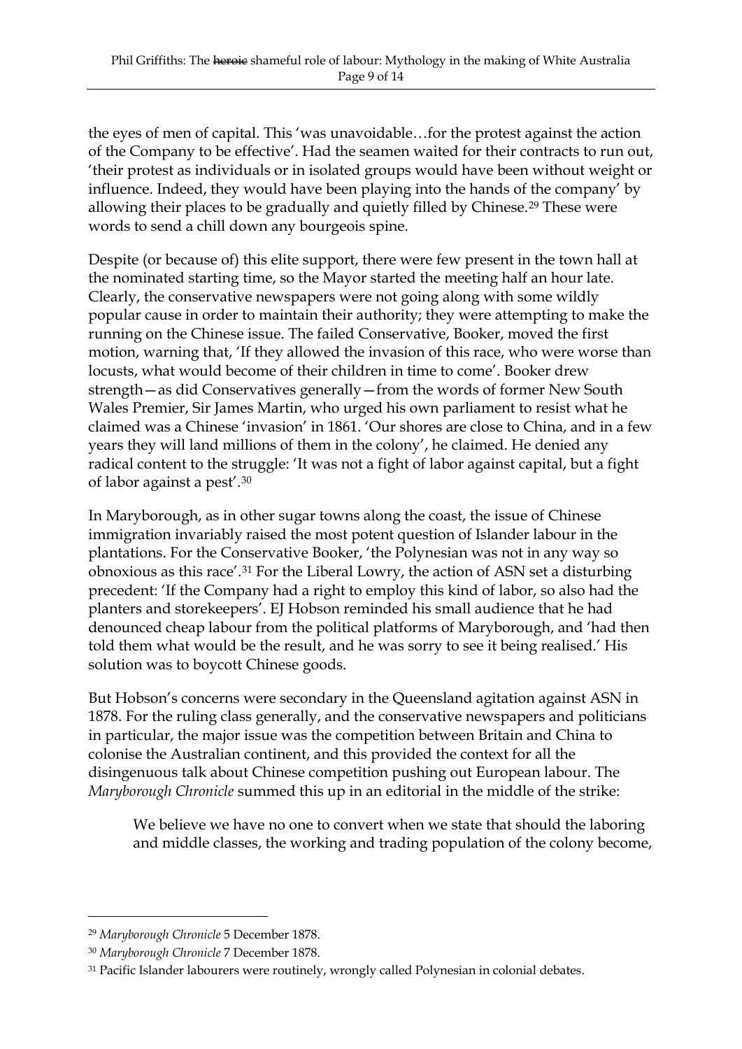the eyes of men of capital. This 'was unavoidable…for the protest against the action of the Company to be effective'. Had the seamen waited for their contracts to run out, 'their protest as individuals or in isolated groups would have been without weight or influence. Indeed, they would have been playing into the hands of the company' by allowing their places to be gradually and quietly filled by Chinese.[29] These were words to send a chill down any bourgeois spine.

Despite (or because of) this elite support, there were few present in the town hall at the nominated starting time, so the Mayor started the meeting half an hour late. Clearly, the conservative newspapers were not going along with some wildly popular cause in order to maintain their authority; they were attempting to make the running on the Chinese issue. The failed Conservative, Booker, moved the first motion, warning that, 'If they allowed the invasion of this race, who were worse than locusts, what would become of their children in time to come'. Booker drew strength—as did Conservatives generally—from the words of former New South Wales Premier, Sir James Martin, who urged his own parliament to resist what he claimed was a Chinese 'invasion' in 1861. 'Our shores are close to China, and in a few years they will land millions of them in the colony', he claimed. He denied any radical content to the struggle: 'It was not a fight of labor against capital, but a fight of labor against a pest'.[30]

In Maryborough, as in other sugar towns along the coast, the issue of Chinese immigration invariably raised the most potent question of Islander labour in the plantations. For the Conservative Booker, 'the Polynesian was not in any way so obnoxious as this race'.[31] For the Liberal Lowry, the action of ASN set a disturbing precedent: 'If the Company had a right to employ this kind of labor, so also had the planters and storekeepers'. EJ Hobson reminded his small audience that he had denounced cheap labour from the political platforms of Maryborough, and 'had then told them what would be the result, and he was sorry to see it being realised.' His solution was to boycott Chinese goods.

But Hobson's concerns were secondary in the Queensland agitation against ASN in 1878. For the ruling class generally, and the conservative newspapers and politicians in particular, the major issue was the competition between Britain and China to colonise the Australian continent, and this provided the context for all the disingenuous talk about Chinese competition pushing out European labour. The *Maryborough Chronicle* summed this up in an editorial in the middle of the strike:

> We believe we have no one to convert when we state that should the laboring and middle classes, the working and trading population of the colony become,

---

[29] *Maryborough Chronicle* 5 December 1878.

[30] *Maryborough Chronicle* 7 December 1878.

[31] Pacific Islander labourers were routinely, wrongly called Polynesian in colonial debates.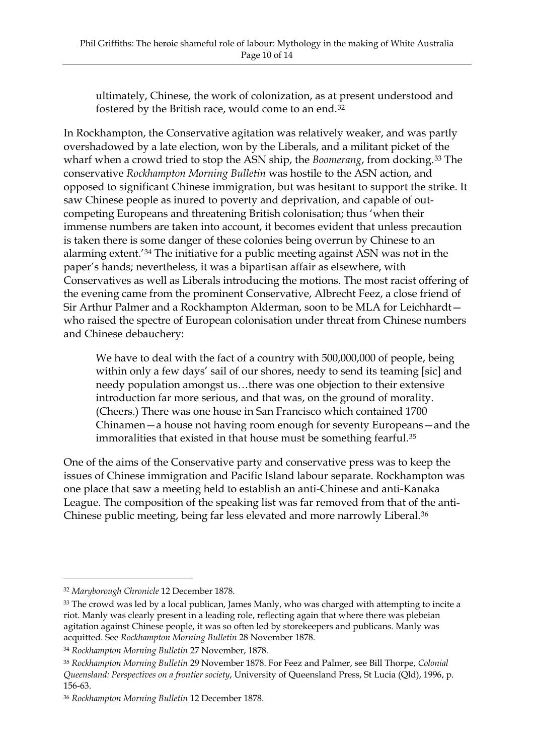ultimately, Chinese, the work of colonization, as at present understood and fostered by the British race, would come to an end.[32]

In Rockhampton, the Conservative agitation was relatively weaker, and was partly overshadowed by a late election, won by the Liberals, and a militant picket of the wharf when a crowd tried to stop the ASN ship, the *Boomerang*, from docking.[33] The conservative *Rockhampton Morning Bulletin* was hostile to the ASN action, and opposed to significant Chinese immigration, but was hesitant to support the strike. It saw Chinese people as inured to poverty and deprivation, and capable of out-competing Europeans and threatening British colonisation; thus 'when their immense numbers are taken into account, it becomes evident that unless precaution is taken there is some danger of these colonies being overrun by Chinese to an alarming extent.'[34] The initiative for a public meeting against ASN was not in the paper's hands; nevertheless, it was a bipartisan affair as elsewhere, with Conservatives as well as Liberals introducing the motions. The most racist offering of the evening came from the prominent Conservative, Albrecht Feez, a close friend of Sir Arthur Palmer and a Rockhampton Alderman, soon to be MLA for Leichhardt—who raised the spectre of European colonisation under threat from Chinese numbers and Chinese debauchery:

> We have to deal with the fact of a country with 500,000,000 of people, being within only a few days' sail of our shores, needy to send its teaming [sic] and needy population amongst us…there was one objection to their extensive introduction far more serious, and that was, on the ground of morality. (Cheers.) There was one house in San Francisco which contained 1700 Chinamen—a house not having room enough for seventy Europeans—and the immoralities that existed in that house must be something fearful.[35]

One of the aims of the Conservative party and conservative press was to keep the issues of Chinese immigration and Pacific Island labour separate. Rockhampton was one place that saw a meeting held to establish an anti-Chinese and anti-Kanaka League. The composition of the speaking list was far removed from that of the anti-Chinese public meeting, being far less elevated and more narrowly Liberal.[36]

---

[32] *Maryborough Chronicle* 12 December 1878.

[33] The crowd was led by a local publican, James Manly, who was charged with attempting to incite a riot. Manly was clearly present in a leading role, reflecting again that where there was plebeian agitation against Chinese people, it was so often led by storekeepers and publicans. Manly was acquitted. See *Rockhampton Morning Bulletin* 28 November 1878.

[34] *Rockhampton Morning Bulletin* 27 November, 1878.

[35] *Rockhampton Morning Bulletin* 29 November 1878. For Feez and Palmer, see Bill Thorpe, *Colonial Queensland: Perspectives on a frontier society*, University of Queensland Press, St Lucia (Qld), 1996, p. 156-63.

[36] *Rockhampton Morning Bulletin* 12 December 1878.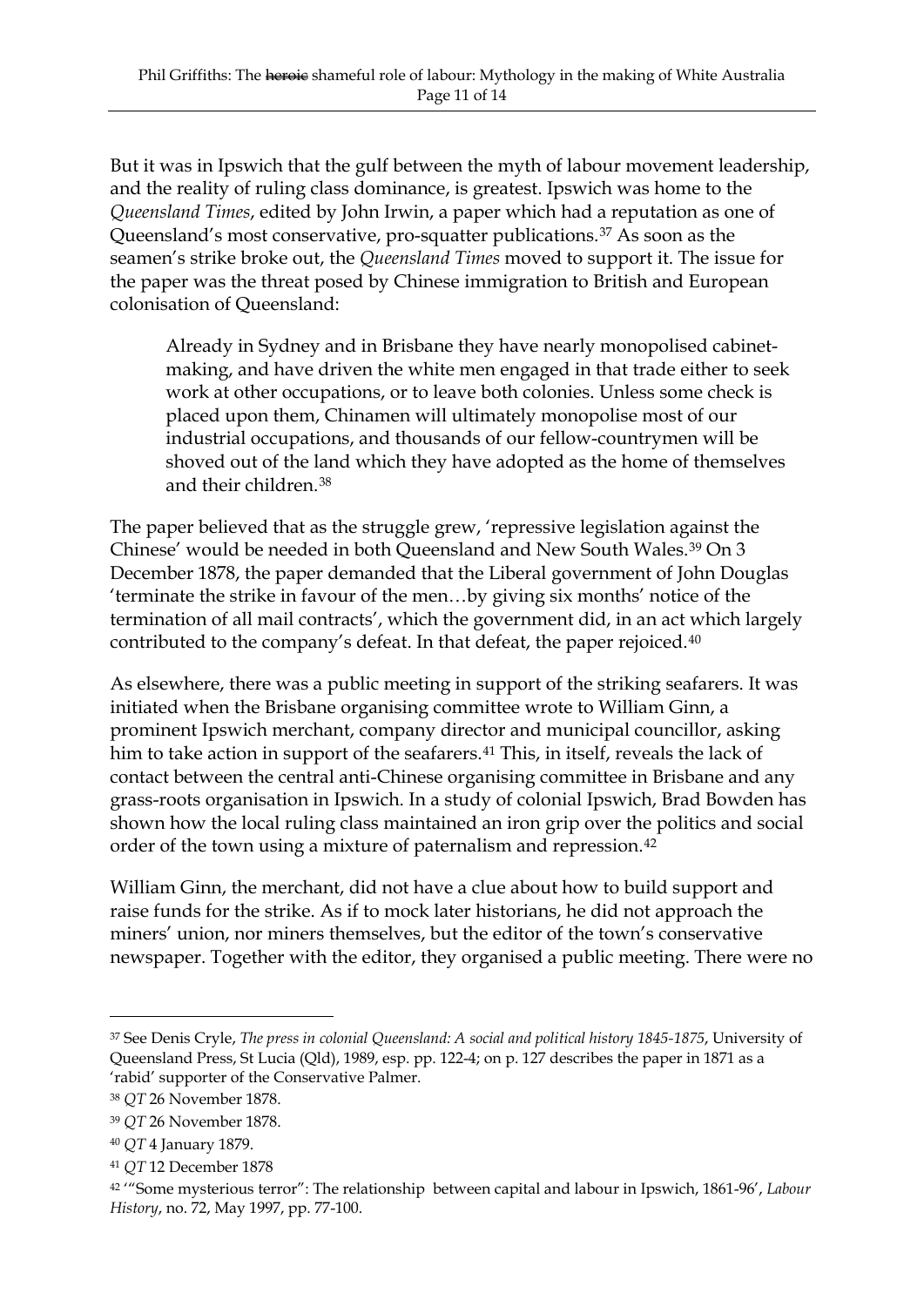But it was in Ipswich that the gulf between the myth of labour movement leadership, and the reality of ruling class dominance, is greatest. Ipswich was home to the *Queensland Times*, edited by John Irwin, a paper which had a reputation as one of Queensland's most conservative, pro-squatter publications.[37] As soon as the seamen's strike broke out, the *Queensland Times* moved to support it. The issue for the paper was the threat posed by Chinese immigration to British and European colonisation of Queensland:

> Already in Sydney and in Brisbane they have nearly monopolised cabinet-making, and have driven the white men engaged in that trade either to seek work at other occupations, or to leave both colonies. Unless some check is placed upon them, Chinamen will ultimately monopolise most of our industrial occupations, and thousands of our fellow-countrymen will be shoved out of the land which they have adopted as the home of themselves and their children.[38]

The paper believed that as the struggle grew, 'repressive legislation against the Chinese' would be needed in both Queensland and New South Wales.[39] On 3 December 1878, the paper demanded that the Liberal government of John Douglas 'terminate the strike in favour of the men…by giving six months' notice of the termination of all mail contracts', which the government did, in an act which largely contributed to the company's defeat. In that defeat, the paper rejoiced.[40]

As elsewhere, there was a public meeting in support of the striking seafarers. It was initiated when the Brisbane organising committee wrote to William Ginn, a prominent Ipswich merchant, company director and municipal councillor, asking him to take action in support of the seafarers.[41] This, in itself, reveals the lack of contact between the central anti-Chinese organising committee in Brisbane and any grass-roots organisation in Ipswich. In a study of colonial Ipswich, Brad Bowden has shown how the local ruling class maintained an iron grip over the politics and social order of the town using a mixture of paternalism and repression.[42]

William Ginn, the merchant, did not have a clue about how to build support and raise funds for the strike. As if to mock later historians, he did not approach the miners' union, nor miners themselves, but the editor of the town's conservative newspaper. Together with the editor, they organised a public meeting. There were no

---

[37] See Denis Cryle, *The press in colonial Queensland: A social and political history 1845-1875*, University of Queensland Press, St Lucia (Qld), 1989, esp. pp. 122-4; on p. 127 describes the paper in 1871 as a 'rabid' supporter of the Conservative Palmer.

[38] *QT* 26 November 1878.

[39] *QT* 26 November 1878.

[40] *QT* 4 January 1879.

[41] *QT* 12 December 1878

[42] '"Some mysterious terror": The relationship between capital and labour in Ipswich, 1861-96', *Labour History*, no. 72, May 1997, pp. 77-100.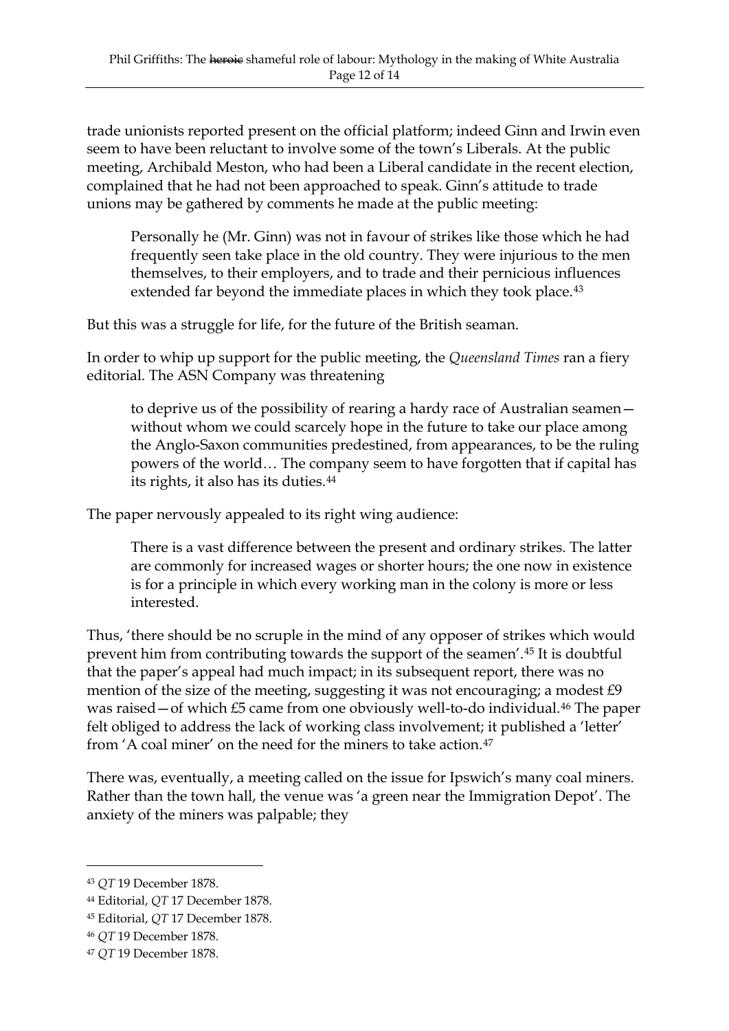trade unionists reported present on the official platform; indeed Ginn and Irwin even seem to have been reluctant to involve some of the town's Liberals. At the public meeting, Archibald Meston, who had been a Liberal candidate in the recent election, complained that he had not been approached to speak. Ginn's attitude to trade unions may be gathered by comments he made at the public meeting:

> Personally he (Mr. Ginn) was not in favour of strikes like those which he had frequently seen take place in the old country. They were injurious to the men themselves, to their employers, and to trade and their pernicious influences extended far beyond the immediate places in which they took place.[43]

But this was a struggle for life, for the future of the British seaman.

In order to whip up support for the public meeting, the *Queensland Times* ran a fiery editorial. The ASN Company was threatening

> to deprive us of the possibility of rearing a hardy race of Australian seamen—without whom we could scarcely hope in the future to take our place among the Anglo-Saxon communities predestined, from appearances, to be the ruling powers of the world… The company seem to have forgotten that if capital has its rights, it also has its duties.[44]

The paper nervously appealed to its right wing audience:

> There is a vast difference between the present and ordinary strikes. The latter are commonly for increased wages or shorter hours; the one now in existence is for a principle in which every working man in the colony is more or less interested.

Thus, 'there should be no scruple in the mind of any opposer of strikes which would prevent him from contributing towards the support of the seamen'.[45] It is doubtful that the paper's appeal had much impact; in its subsequent report, there was no mention of the size of the meeting, suggesting it was not encouraging; a modest £9 was raised—of which £5 came from one obviously well-to-do individual.[46] The paper felt obliged to address the lack of working class involvement; it published a 'letter' from 'A coal miner' on the need for the miners to take action.[47]

There was, eventually, a meeting called on the issue for Ipswich's many coal miners. Rather than the town hall, the venue was 'a green near the Immigration Depot'. The anxiety of the miners was palpable; they

---

[43] *QT* 19 December 1878.

[44] Editorial, *QT* 17 December 1878.

[45] Editorial, *QT* 17 December 1878.

[46] *QT* 19 December 1878.

[47] *QT* 19 December 1878.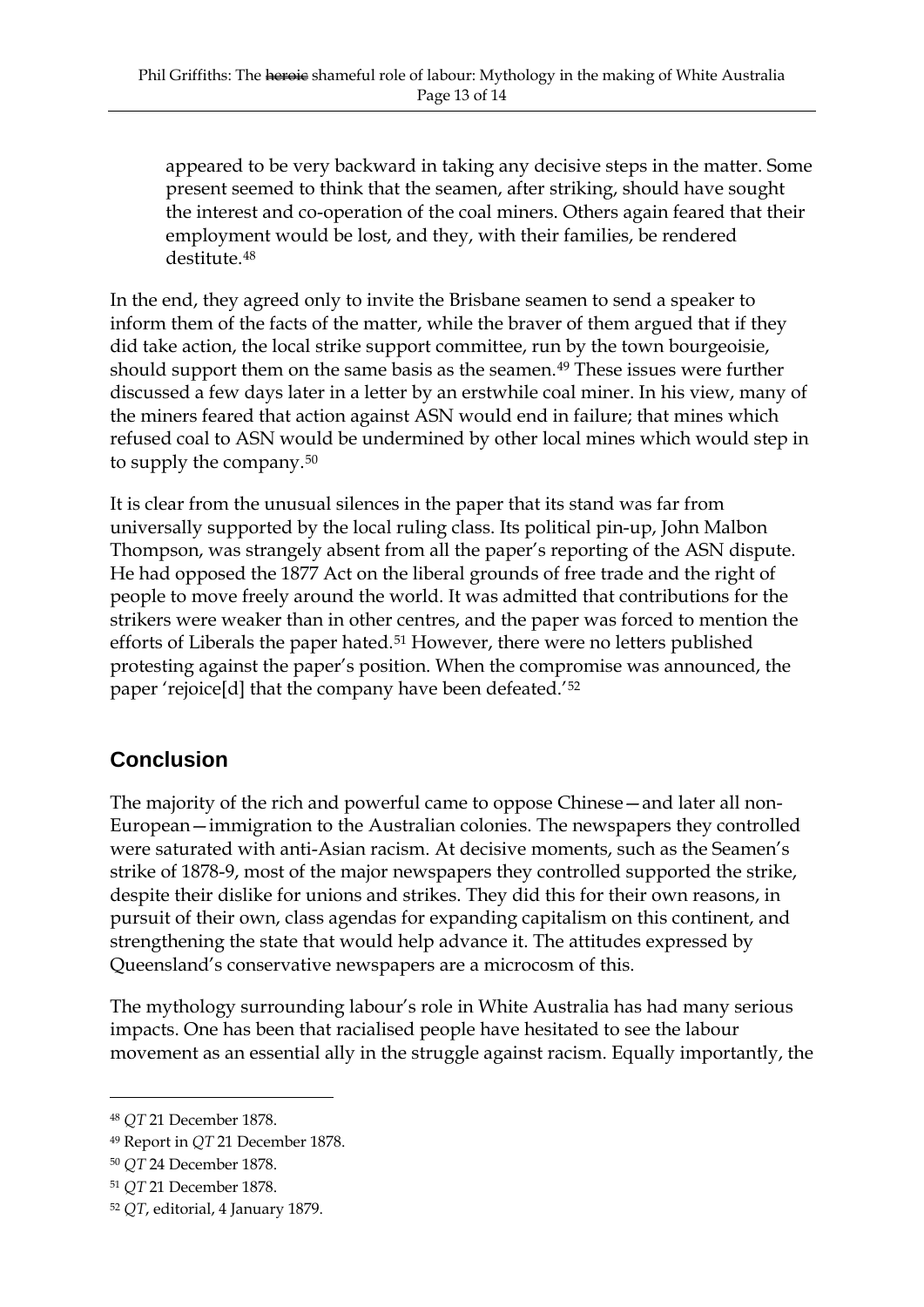> appeared to be very backward in taking any decisive steps in the matter. Some present seemed to think that the seamen, after striking, should have sought the interest and co-operation of the coal miners. Others again feared that their employment would be lost, and they, with their families, be rendered destitute.[48]

In the end, they agreed only to invite the Brisbane seamen to send a speaker to inform them of the facts of the matter, while the braver of them argued that if they did take action, the local strike support committee, run by the town bourgeoisie, should support them on the same basis as the seamen.[49] These issues were further discussed a few days later in a letter by an erstwhile coal miner. In his view, many of the miners feared that action against ASN would end in failure; that mines which refused coal to ASN would be undermined by other local mines which would step in to supply the company.[50]

It is clear from the unusual silences in the paper that its stand was far from universally supported by the local ruling class. Its political pin-up, John Malbon Thompson, was strangely absent from all the paper's reporting of the ASN dispute. He had opposed the 1877 Act on the liberal grounds of free trade and the right of people to move freely around the world. It was admitted that contributions for the strikers were weaker than in other centres, and the paper was forced to mention the efforts of Liberals the paper hated.[51] However, there were no letters published protesting against the paper's position. When the compromise was announced, the paper 'rejoice[d] that the company have been defeated.'[52]

## Conclusion

The majority of the rich and powerful came to oppose Chinese—and later all non-European—immigration to the Australian colonies. The newspapers they controlled were saturated with anti-Asian racism. At decisive moments, such as the Seamen's strike of 1878-9, most of the major newspapers they controlled supported the strike, despite their dislike for unions and strikes. They did this for their own reasons, in pursuit of their own, class agendas for expanding capitalism on this continent, and strengthening the state that would help advance it. The attitudes expressed by Queensland's conservative newspapers are a microcosm of this.

The mythology surrounding labour's role in White Australia has had many serious impacts. One has been that racialised people have hesitated to see the labour movement as an essential ally in the struggle against racism. Equally importantly, the

---

[48] *QT* 21 December 1878.

[49] Report in *QT* 21 December 1878.

[50] *QT* 24 December 1878.

[51] *QT* 21 December 1878.

[52] *QT*, editorial, 4 January 1879.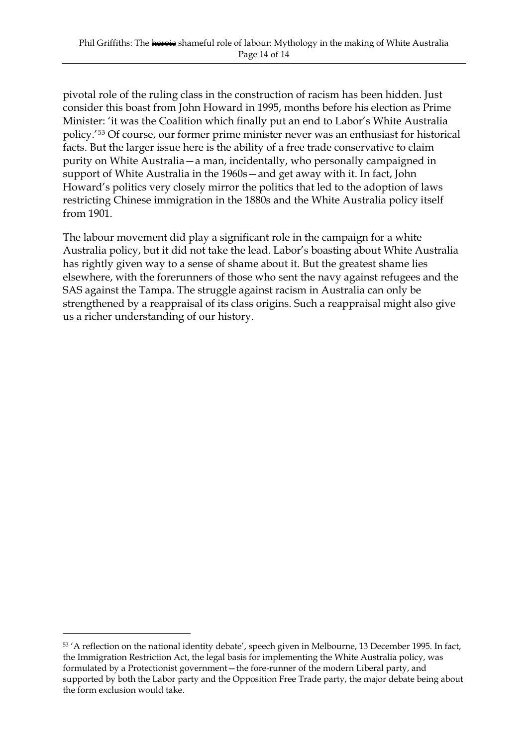pivotal role of the ruling class in the construction of racism has been hidden. Just consider this boast from John Howard in 1995, months before his election as Prime Minister: 'it was the Coalition which finally put an end to Labor's White Australia policy.'[53] Of course, our former prime minister never was an enthusiast for historical facts. But the larger issue here is the ability of a free trade conservative to claim purity on White Australia—a man, incidentally, who personally campaigned in support of White Australia in the 1960s—and get away with it. In fact, John Howard's politics very closely mirror the politics that led to the adoption of laws restricting Chinese immigration in the 1880s and the White Australia policy itself from 1901.

The labour movement did play a significant role in the campaign for a white Australia policy, but it did not take the lead. Labor's boasting about White Australia has rightly given way to a sense of shame about it. But the greatest shame lies elsewhere, with the forerunners of those who sent the navy against refugees and the SAS against the Tampa. The struggle against racism in Australia can only be strengthened by a reappraisal of its class origins. Such a reappraisal might also give us a richer understanding of our history.

---

[53] 'A reflection on the national identity debate', speech given in Melbourne, 13 December 1995. In fact, the Immigration Restriction Act, the legal basis for implementing the White Australia policy, was formulated by a Protectionist government—the fore-runner of the modern Liberal party, and supported by both the Labor party and the Opposition Free Trade party, the major debate being about the form exclusion would take.